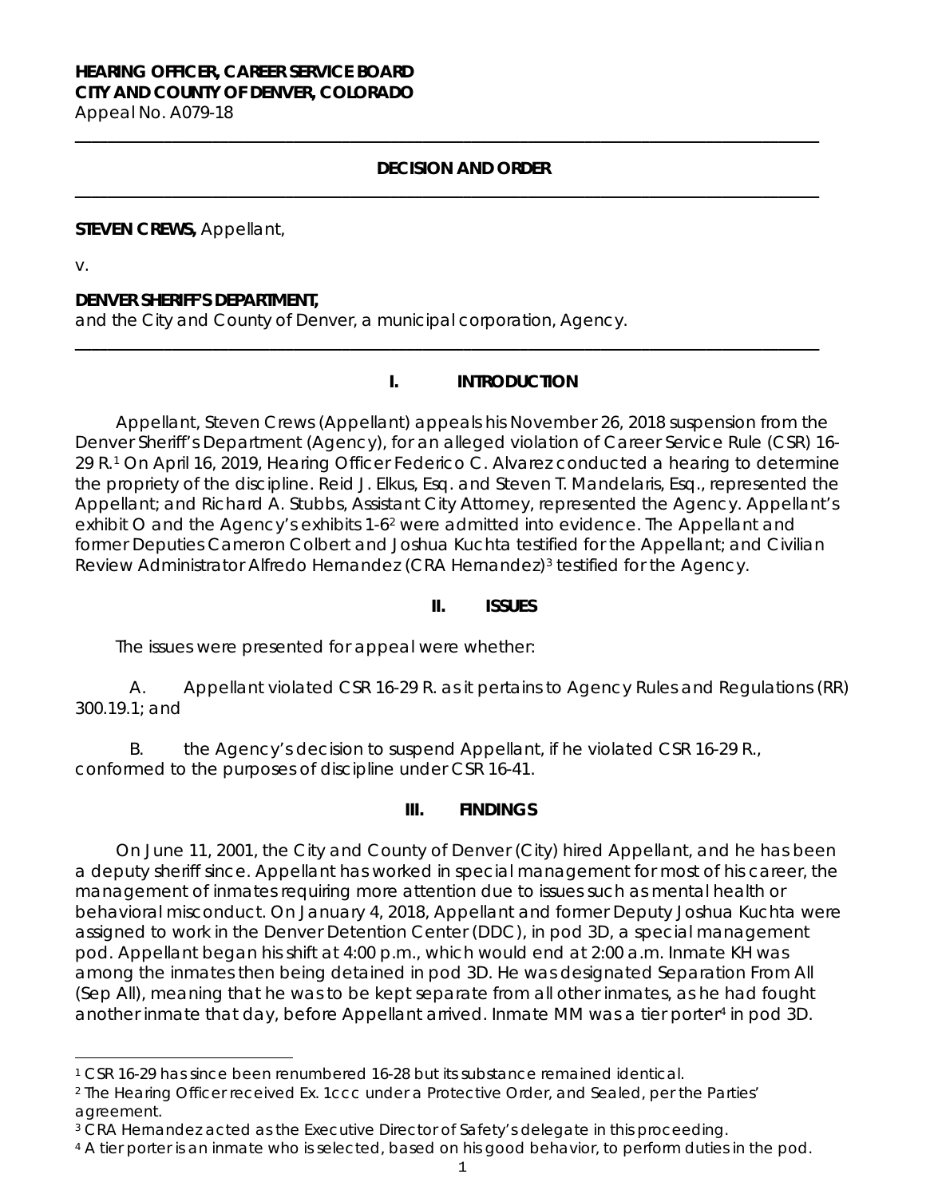**HEARING OFFICER, CAREER SERVICE BOARD**
**CITY AND COUNTY OF DENVER, COLORADO**
Appeal No. A079-18

---

**DECISION AND ORDER**

---

**STEVEN CREWS,** Appellant,

v.

**DENVER SHERIFF'S DEPARTMENT,**
and the City and County of Denver, a municipal corporation, Agency.

---

## I. INTRODUCTION

Appellant, Steven Crews (Appellant) appeals his November 26, 2018 suspension from the Denver Sheriff's Department (Agency), for an alleged violation of Career Service Rule (CSR) 16-29 R.[1] On April 16, 2019, Hearing Officer Federico C. Alvarez conducted a hearing to determine the propriety of the discipline. Reid J. Elkus, Esq. and Steven T. Mandelaris, Esq., represented the Appellant; and Richard A. Stubbs, Assistant City Attorney, represented the Agency. Appellant's exhibit O and the Agency's exhibits 1-6[2] were admitted into evidence. The Appellant and former Deputies Cameron Colbert and Joshua Kuchta testified for the Appellant; and Civilian Review Administrator Alfredo Hernandez (CRA Hernandez)[3] testified for the Agency.

## II. ISSUES

The issues were presented for appeal were whether:

A. Appellant violated CSR 16-29 R. as it pertains to Agency Rules and Regulations (RR) 300.19.1; and

B. the Agency's decision to suspend Appellant, if he violated CSR 16-29 R., conformed to the purposes of discipline under CSR 16-41.

## III. FINDINGS

On June 11, 2001, the City and County of Denver (City) hired Appellant, and he has been a deputy sheriff since. Appellant has worked in special management for most of his career, the management of inmates requiring more attention due to issues such as mental health or behavioral misconduct. On January 4, 2018, Appellant and former Deputy Joshua Kuchta were assigned to work in the Denver Detention Center (DDC), in pod 3D, a special management pod. Appellant began his shift at 4:00 p.m., which would end at 2:00 a.m. Inmate KH was among the inmates then being detained in pod 3D. He was designated Separation From All (Sep All), meaning that he was to be kept separate from all other inmates, as he had fought another inmate that day, before Appellant arrived. Inmate MM was a tier porter[4] in pod 3D.

---

[1] CSR 16-29 has since been renumbered 16-28 but its substance remained identical.

[2] The Hearing Officer received Ex. 1ccc under a Protective Order, and Sealed, per the Parties' agreement.

[3] CRA Hernandez acted as the Executive Director of Safety's delegate in this proceeding.

[4] A tier porter is an inmate who is selected, based on his good behavior, to perform duties in the pod.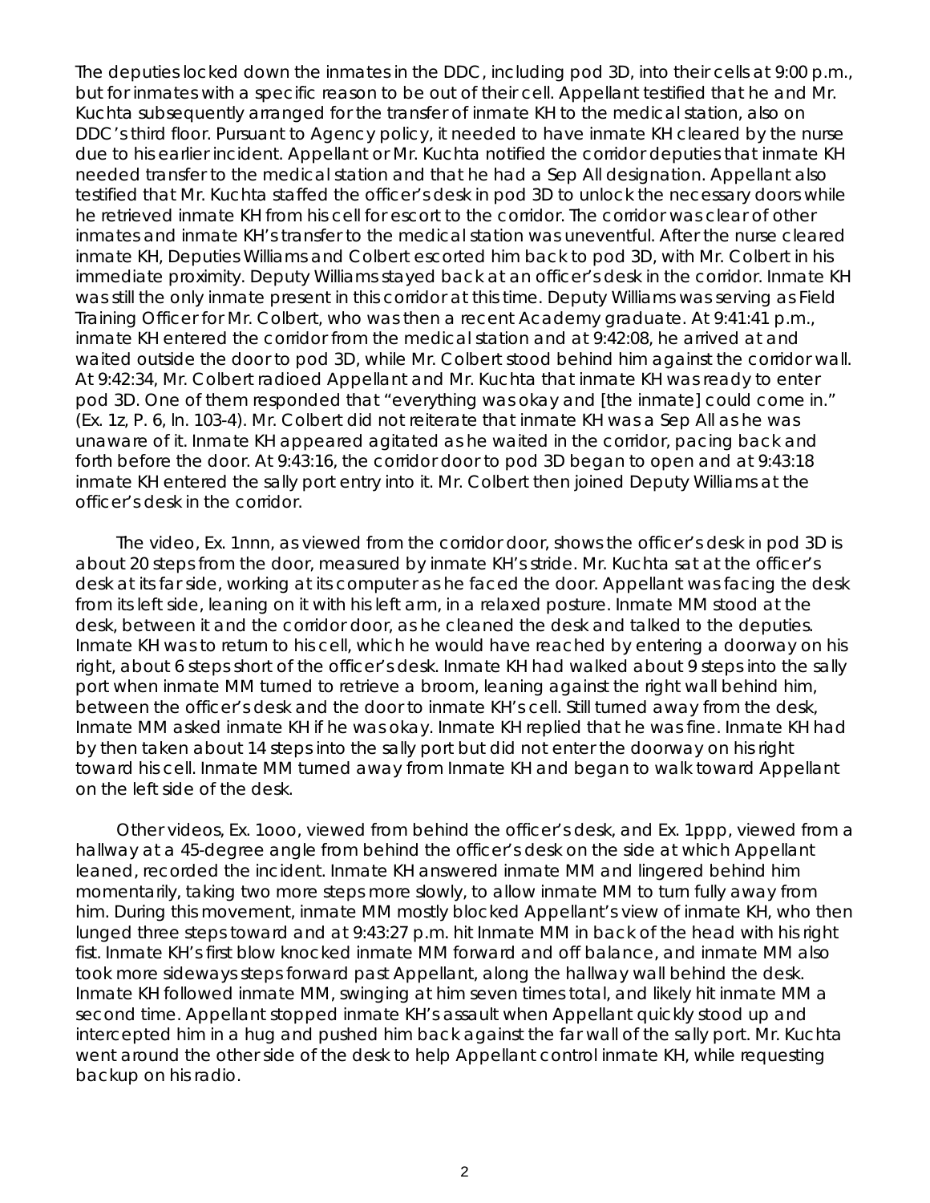The deputies locked down the inmates in the DDC, including pod 3D, into their cells at 9:00 p.m., but for inmates with a specific reason to be out of their cell. Appellant testified that he and Mr. Kuchta subsequently arranged for the transfer of inmate KH to the medical station, also on DDC's third floor. Pursuant to Agency policy, it needed to have inmate KH cleared by the nurse due to his earlier incident. Appellant or Mr. Kuchta notified the corridor deputies that inmate KH needed transfer to the medical station and that he had a Sep All designation. Appellant also testified that Mr. Kuchta staffed the officer's desk in pod 3D to unlock the necessary doors while he retrieved inmate KH from his cell for escort to the corridor. The corridor was clear of other inmates and inmate KH's transfer to the medical station was uneventful. After the nurse cleared inmate KH, Deputies Williams and Colbert escorted him back to pod 3D, with Mr. Colbert in his immediate proximity. Deputy Williams stayed back at an officer's desk in the corridor. Inmate KH was still the only inmate present in this corridor at this time. Deputy Williams was serving as Field Training Officer for Mr. Colbert, who was then a recent Academy graduate. At 9:41:41 p.m., inmate KH entered the corridor from the medical station and at 9:42:08, he arrived at and waited outside the door to pod 3D, while Mr. Colbert stood behind him against the corridor wall. At 9:42:34, Mr. Colbert radioed Appellant and Mr. Kuchta that inmate KH was ready to enter pod 3D. One of them responded that "everything was okay and [the inmate] could come in." (Ex. 1z, P. 6, ln. 103-4). Mr. Colbert did not reiterate that inmate KH was a Sep All as he was unaware of it. Inmate KH appeared agitated as he waited in the corridor, pacing back and forth before the door. At 9:43:16, the corridor door to pod 3D began to open and at 9:43:18 inmate KH entered the sally port entry into it. Mr. Colbert then joined Deputy Williams at the officer's desk in the corridor.

The video, Ex. 1nnn, as viewed from the corridor door, shows the officer's desk in pod 3D is about 20 steps from the door, measured by inmate KH's stride. Mr. Kuchta sat at the officer's desk at its far side, working at its computer as he faced the door. Appellant was facing the desk from its left side, leaning on it with his left arm, in a relaxed posture. Inmate MM stood at the desk, between it and the corridor door, as he cleaned the desk and talked to the deputies. Inmate KH was to return to his cell, which he would have reached by entering a doorway on his right, about 6 steps short of the officer's desk. Inmate KH had walked about 9 steps into the sally port when inmate MM turned to retrieve a broom, leaning against the right wall behind him, between the officer's desk and the door to inmate KH's cell. Still turned away from the desk, Inmate MM asked inmate KH if he was okay. Inmate KH replied that he was fine. Inmate KH had by then taken about 14 steps into the sally port but did not enter the doorway on his right toward his cell. Inmate MM turned away from Inmate KH and began to walk toward Appellant on the left side of the desk.

Other videos, Ex. 1ooo, viewed from behind the officer's desk, and Ex. 1ppp, viewed from a hallway at a 45-degree angle from behind the officer's desk on the side at which Appellant leaned, recorded the incident. Inmate KH answered inmate MM and lingered behind him momentarily, taking two more steps more slowly, to allow inmate MM to turn fully away from him. During this movement, inmate MM mostly blocked Appellant's view of inmate KH, who then lunged three steps toward and at 9:43:27 p.m. hit Inmate MM in back of the head with his right fist. Inmate KH's first blow knocked inmate MM forward and off balance, and inmate MM also took more sideways steps forward past Appellant, along the hallway wall behind the desk. Inmate KH followed inmate MM, swinging at him seven times total, and likely hit inmate MM a second time. Appellant stopped inmate KH's assault when Appellant quickly stood up and intercepted him in a hug and pushed him back against the far wall of the sally port. Mr. Kuchta went around the other side of the desk to help Appellant control inmate KH, while requesting backup on his radio.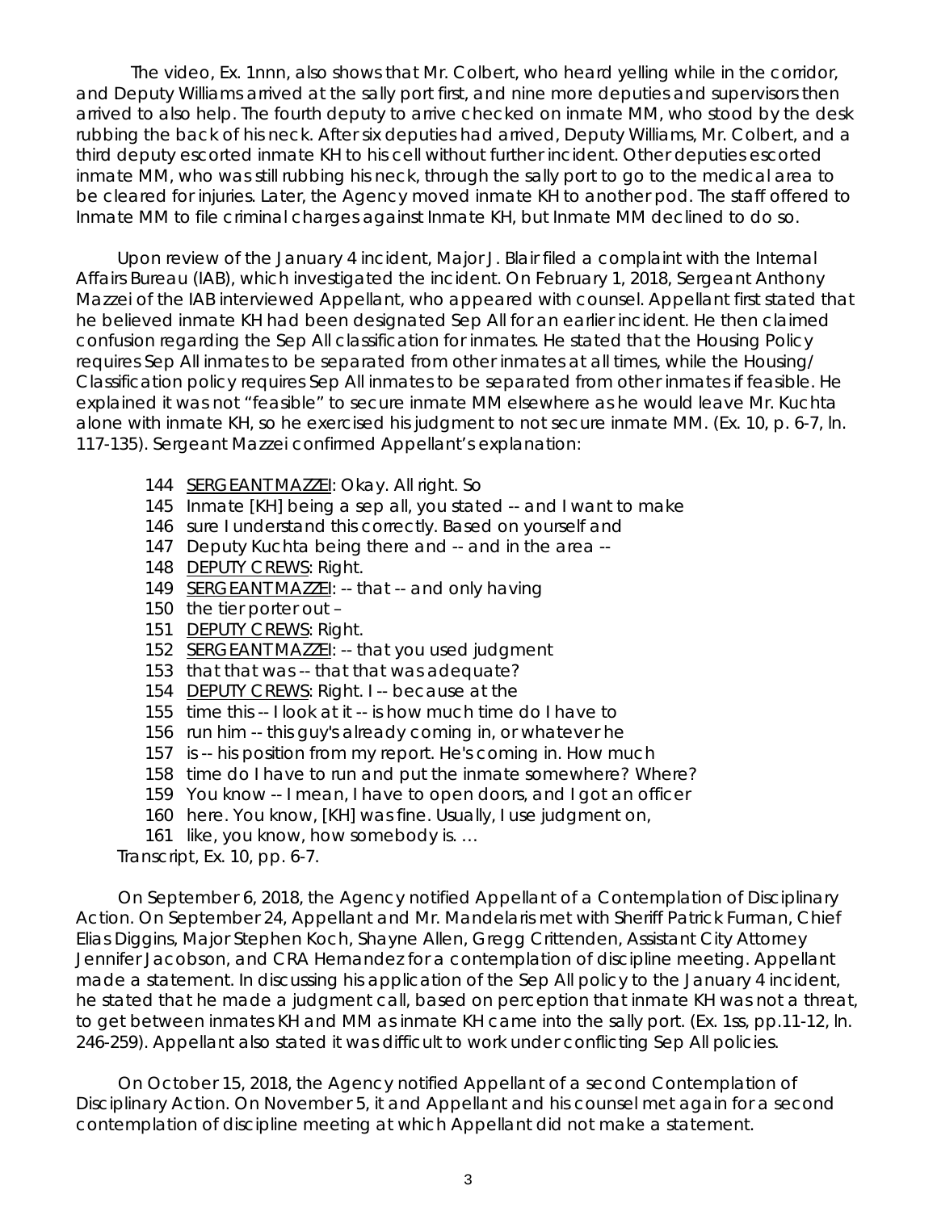The video, Ex. 1nnn, also shows that Mr. Colbert, who heard yelling while in the corridor, and Deputy Williams arrived at the sally port first, and nine more deputies and supervisors then arrived to also help. The fourth deputy to arrive checked on inmate MM, who stood by the desk rubbing the back of his neck. After six deputies had arrived, Deputy Williams, Mr. Colbert, and a third deputy escorted inmate KH to his cell without further incident. Other deputies escorted inmate MM, who was still rubbing his neck, through the sally port to go to the medical area to be cleared for injuries. Later, the Agency moved inmate KH to another pod. The staff offered to Inmate MM to file criminal charges against Inmate KH, but Inmate MM declined to do so.

Upon review of the January 4 incident, Major J. Blair filed a complaint with the Internal Affairs Bureau (IAB), which investigated the incident. On February 1, 2018, Sergeant Anthony Mazzei of the IAB interviewed Appellant, who appeared with counsel. Appellant first stated that he believed inmate KH had been designated Sep All for an earlier incident. He then claimed confusion regarding the Sep All classification for inmates. He stated that the Housing Policy requires Sep All inmates to be separated from other inmates at all times, while the Housing/ Classification policy requires Sep All inmates to be separated from other inmates if feasible. He explained it was not "feasible" to secure inmate MM elsewhere as he would leave Mr. Kuchta alone with inmate KH, so he exercised his judgment to not secure inmate MM. (Ex. 10, p. 6-7, ln. 117-135). Sergeant Mazzei confirmed Appellant's explanation:

> 144 <u>SERGEANT MAZZEI</u>: Okay. All right. So
> 145 Inmate [KH] being a sep all, you stated -- and I want to make
> 146 sure I understand this correctly. Based on yourself and
> 147 Deputy Kuchta being there and -- and in the area --
> 148 <u>DEPUTY CREWS</u>: Right.
> 149 <u>SERGEANT MAZZEI</u>: -- that -- and only having
> 150 the tier porter out –
> 151 <u>DEPUTY CREWS</u>: Right.
> 152 <u>SERGEANT MAZZEI</u>: -- that you used judgment
> 153 that that was -- that that was adequate?
> 154 <u>DEPUTY CREWS</u>: Right. I -- because at the
> 155 time this -- I look at it -- is how much time do I have to
> 156 run him -- this guy's already coming in, or whatever he
> 157 is -- his position from my report. He's coming in. How much
> 158 time do I have to run and put the inmate somewhere? Where?
> 159 You know -- I mean, I have to open doors, and I got an officer
> 160 here. You know, [KH] was fine. Usually, I use judgment on,
> 161 like, you know, how somebody is. …

Transcript, Ex. 10, pp. 6-7.

On September 6, 2018, the Agency notified Appellant of a Contemplation of Disciplinary Action. On September 24, Appellant and Mr. Mandelaris met with Sheriff Patrick Furman, Chief Elias Diggins, Major Stephen Koch, Shayne Allen, Gregg Crittenden, Assistant City Attorney Jennifer Jacobson, and CRA Hernandez for a contemplation of discipline meeting. Appellant made a statement. In discussing his application of the Sep All policy to the January 4 incident, he stated that he made a judgment call, based on perception that inmate KH was not a threat, to get between inmates KH and MM as inmate KH came into the sally port. (Ex. 1ss, pp.11-12, ln. 246-259). Appellant also stated it was difficult to work under conflicting Sep All policies.

On October 15, 2018, the Agency notified Appellant of a second Contemplation of Disciplinary Action. On November 5, it and Appellant and his counsel met again for a second contemplation of discipline meeting at which Appellant did not make a statement.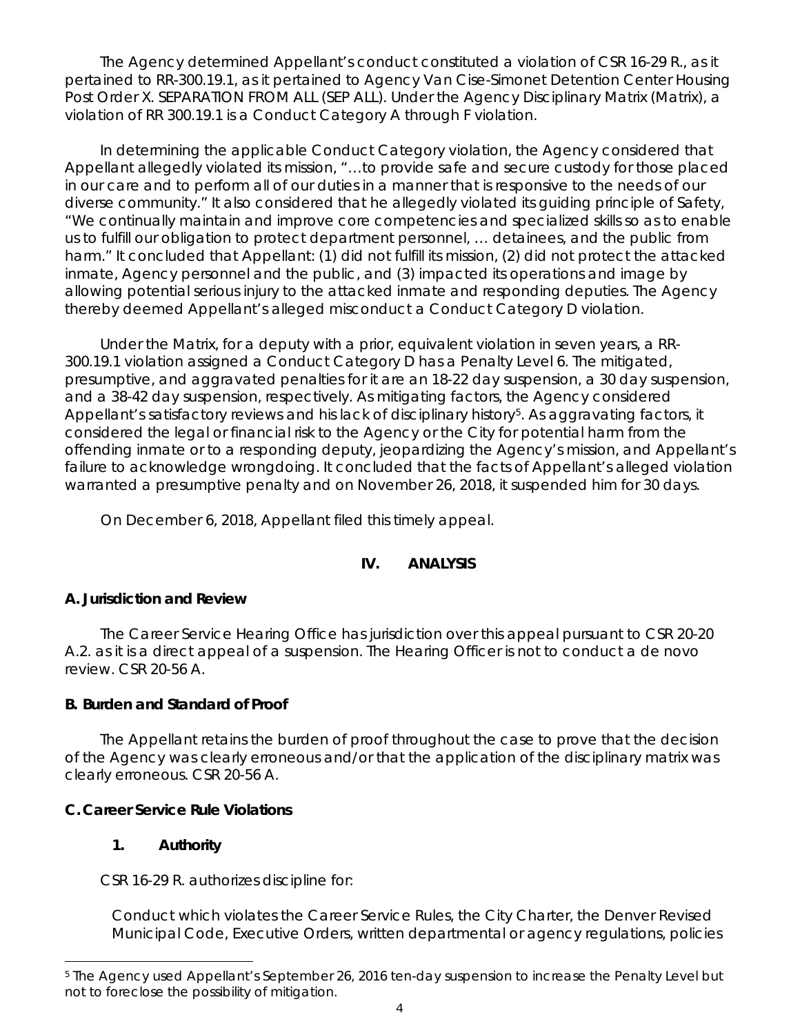The Agency determined Appellant's conduct constituted a violation of CSR 16-29 R., as it pertained to RR-300.19.1, as it pertained to Agency Van Cise-Simonet Detention Center Housing Post Order X. SEPARATION FROM ALL (SEP ALL). Under the Agency Disciplinary Matrix (Matrix), a violation of RR 300.19.1 is a Conduct Category A through F violation.

In determining the applicable Conduct Category violation, the Agency considered that Appellant allegedly violated its mission, "…to provide safe and secure custody for those placed in our care and to perform all of our duties in a manner that is responsive to the needs of our diverse community." It also considered that he allegedly violated its guiding principle of Safety, "We continually maintain and improve core competencies and specialized skills so as to enable us to fulfill our obligation to protect department personnel, … detainees, and the public from harm." It concluded that Appellant: (1) did not fulfill its mission, (2) did not protect the attacked inmate, Agency personnel and the public, and (3) impacted its operations and image by allowing potential serious injury to the attacked inmate and responding deputies. The Agency thereby deemed Appellant's alleged misconduct a Conduct Category D violation.

Under the Matrix, for a deputy with a prior, equivalent violation in seven years, a RR-300.19.1 violation assigned a Conduct Category D has a Penalty Level 6. The mitigated, presumptive, and aggravated penalties for it are an 18-22 day suspension, a 30 day suspension, and a 38-42 day suspension, respectively. As mitigating factors, the Agency considered Appellant's satisfactory reviews and his lack of disciplinary history[5]. As aggravating factors, it considered the legal or financial risk to the Agency or the City for potential harm from the offending inmate or to a responding deputy, jeopardizing the Agency's mission, and Appellant's failure to acknowledge wrongdoing. It concluded that the facts of Appellant's alleged violation warranted a presumptive penalty and on November 26, 2018, it suspended him for 30 days.

On December 6, 2018, Appellant filed this timely appeal.

## IV. ANALYSIS

### A. Jurisdiction and Review

The Career Service Hearing Office has jurisdiction over this appeal pursuant to CSR 20-20 A.2. as it is a direct appeal of a suspension. The Hearing Officer is not to conduct a de novo review. CSR 20-56 A.

### B. Burden and Standard of Proof

The Appellant retains the burden of proof throughout the case to prove that the decision of the Agency was clearly erroneous and/or that the application of the disciplinary matrix was clearly erroneous. CSR 20-56 A.

### C. Career Service Rule Violations

#### 1. Authority

CSR 16-29 R. authorizes discipline for:

> Conduct which violates the Career Service Rules, the City Charter, the Denver Revised Municipal Code, Executive Orders, written departmental or agency regulations, policies

---

[5] The Agency used Appellant's September 26, 2016 ten-day suspension to increase the Penalty Level but not to foreclose the possibility of mitigation.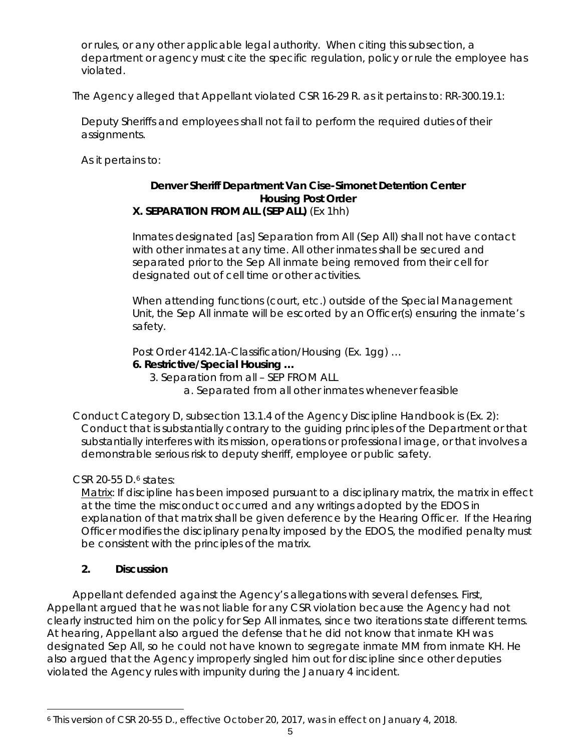or rules, or any other applicable legal authority. When citing this subsection, a department or agency must cite the specific regulation, policy or rule the employee has violated.

The Agency alleged that Appellant violated CSR 16-29 R. as it pertains to: RR-300.19.1:

> Deputy Sheriffs and employees shall not fail to perform the required duties of their assignments.
>
> As it pertains to:
>
> **Denver Sheriff Department Van Cise-Simonet Detention Center**
> **Housing Post Order**
> **X. SEPARATION FROM ALL (SEP ALL)** (Ex 1hh)
>
> Inmates designated [as] Separation from All (Sep All) shall not have contact with other inmates at any time. All other inmates shall be secured and separated prior to the Sep All inmate being removed from their cell for designated out of cell time or other activities.
>
> When attending functions (court, etc.) outside of the Special Management Unit, the Sep All inmate will be escorted by an Officer(s) ensuring the inmate's safety.
>
> Post Order 4142.1A-Classification/Housing (Ex. 1gg) …
> **6. Restrictive/Special Housing …**
> 3. Separation from all – SEP FROM ALL
> a. Separated from all other inmates whenever feasible

Conduct Category D, subsection 13.1.4 of the Agency Discipline Handbook is (Ex. 2): Conduct that is substantially contrary to the guiding principles of the Department or that substantially interferes with its mission, operations or professional image, or that involves a demonstrable serious risk to deputy sheriff, employee or public safety.

CSR 20-55 D.[6] states:

<u>Matrix</u>: If discipline has been imposed pursuant to a disciplinary matrix, the matrix in effect at the time the misconduct occurred and any writings adopted by the EDOS in explanation of that matrix shall be given deference by the Hearing Officer. If the Hearing Officer modifies the disciplinary penalty imposed by the EDOS, the modified penalty must be consistent with the principles of the matrix.

## 2. Discussion

Appellant defended against the Agency's allegations with several defenses. First, Appellant argued that he was not liable for any CSR violation because the Agency had not clearly instructed him on the policy for Sep All inmates, since two iterations state different terms. At hearing, Appellant also argued the defense that he did not know that inmate KH was designated Sep All, so he could not have known to segregate inmate MM from inmate KH. He also argued that the Agency improperly singled him out for discipline since other deputies violated the Agency rules with impunity during the January 4 incident.

[6] This version of CSR 20-55 D., effective October 20, 2017, was in effect on January 4, 2018.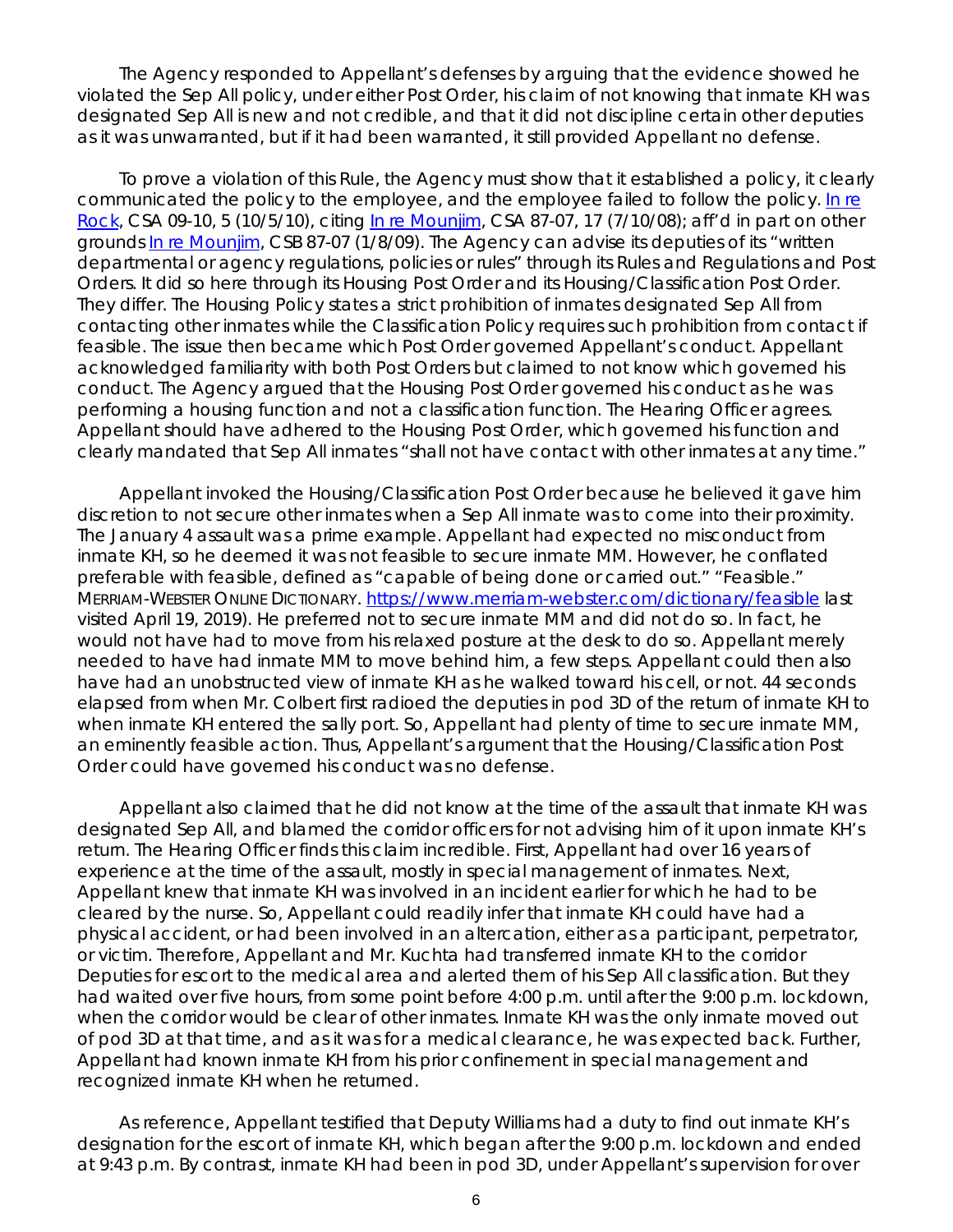The Agency responded to Appellant's defenses by arguing that the evidence showed he violated the Sep All policy, under either Post Order, his claim of not knowing that inmate KH was designated Sep All is new and not credible, and that it did not discipline certain other deputies as it was unwarranted, but if it had been warranted, it still provided Appellant no defense.

To prove a violation of this Rule, the Agency must show that it established a policy, it clearly communicated the policy to the employee, and the employee failed to follow the policy. [In re Rock](), CSA 09-10, 5 (10/5/10), citing [In re Mounjim](), CSA 87-07, 17 (7/10/08); aff'd in part on other grounds [In re Mounjim](), CSB 87-07 (1/8/09). The Agency can advise its deputies of its "written departmental or agency regulations, policies or rules" through its Rules and Regulations and Post Orders. It did so here through its Housing Post Order and its Housing/Classification Post Order. They differ. The Housing Policy states a strict prohibition of inmates designated Sep All from contacting other inmates while the Classification Policy requires such prohibition from contact if feasible. The issue then became which Post Order governed Appellant's conduct. Appellant acknowledged familiarity with both Post Orders but claimed to not know which governed his conduct. The Agency argued that the Housing Post Order governed his conduct as he was performing a housing function and not a classification function. The Hearing Officer agrees. Appellant should have adhered to the Housing Post Order, which governed his function and clearly mandated that Sep All inmates "shall not have contact with other inmates at any time."

Appellant invoked the Housing/Classification Post Order because he believed it gave him discretion to not secure other inmates when a Sep All inmate was to come into their proximity. The January 4 assault was a prime example. Appellant had expected no misconduct from inmate KH, so he deemed it was not feasible to secure inmate MM. However, he conflated preferable with feasible, defined as "capable of being done or carried out." "Feasible." MERRIAM-WEBSTER ONLINE DICTIONARY. https://www.merriam-webster.com/dictionary/feasible last visited April 19, 2019). He preferred not to secure inmate MM and did not do so. In fact, he would not have had to move from his relaxed posture at the desk to do so. Appellant merely needed to have had inmate MM to move behind him, a few steps. Appellant could then also have had an unobstructed view of inmate KH as he walked toward his cell, or not. 44 seconds elapsed from when Mr. Colbert first radioed the deputies in pod 3D of the return of inmate KH to when inmate KH entered the sally port. So, Appellant had plenty of time to secure inmate MM, an eminently feasible action. Thus, Appellant's argument that the Housing/Classification Post Order could have governed his conduct was no defense.

Appellant also claimed that he did not know at the time of the assault that inmate KH was designated Sep All, and blamed the corridor officers for not advising him of it upon inmate KH's return. The Hearing Officer finds this claim incredible. First, Appellant had over 16 years of experience at the time of the assault, mostly in special management of inmates. Next, Appellant knew that inmate KH was involved in an incident earlier for which he had to be cleared by the nurse. So, Appellant could readily infer that inmate KH could have had a physical accident, or had been involved in an altercation, either as a participant, perpetrator, or victim. Therefore, Appellant and Mr. Kuchta had transferred inmate KH to the corridor Deputies for escort to the medical area and alerted them of his Sep All classification. But they had waited over five hours, from some point before 4:00 p.m. until after the 9:00 p.m. lockdown, when the corridor would be clear of other inmates. Inmate KH was the only inmate moved out of pod 3D at that time, and as it was for a medical clearance, he was expected back. Further, Appellant had known inmate KH from his prior confinement in special management and recognized inmate KH when he returned.

As reference, Appellant testified that Deputy Williams had a duty to find out inmate KH's designation for the escort of inmate KH, which began after the 9:00 p.m. lockdown and ended at 9:43 p.m. By contrast, inmate KH had been in pod 3D, under Appellant's supervision for over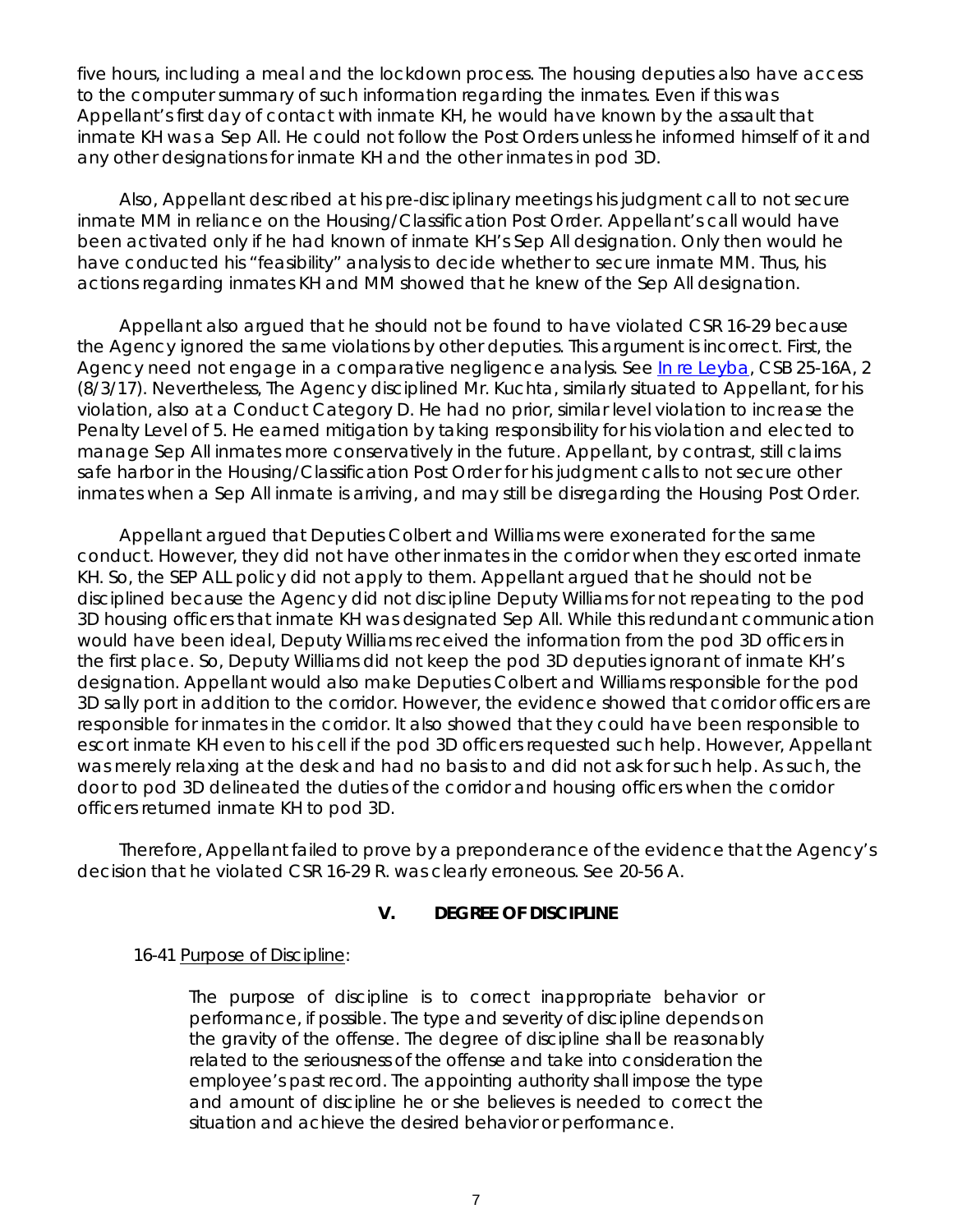five hours, including a meal and the lockdown process. The housing deputies also have access to the computer summary of such information regarding the inmates. Even if this was Appellant's first day of contact with inmate KH, he would have known by the assault that inmate KH was a Sep All. He could not follow the Post Orders unless he informed himself of it and any other designations for inmate KH and the other inmates in pod 3D.

Also, Appellant described at his pre-disciplinary meetings his judgment call to not secure inmate MM in reliance on the Housing/Classification Post Order. Appellant's call would have been activated only if he had known of inmate KH's Sep All designation. Only then would he have conducted his "feasibility" analysis to decide whether to secure inmate MM. Thus, his actions regarding inmates KH and MM showed that he knew of the Sep All designation.

Appellant also argued that he should not be found to have violated CSR 16-29 because the Agency ignored the same violations by other deputies. This argument is incorrect. First, the Agency need not engage in a comparative negligence analysis. See In re Leyba, CSB 25-16A, 2 (8/3/17). Nevertheless, The Agency disciplined Mr. Kuchta, similarly situated to Appellant, for his violation, also at a Conduct Category D. He had no prior, similar level violation to increase the Penalty Level of 5. He earned mitigation by taking responsibility for his violation and elected to manage Sep All inmates more conservatively in the future. Appellant, by contrast, still claims safe harbor in the Housing/Classification Post Order for his judgment calls to not secure other inmates when a Sep All inmate is arriving, and may still be disregarding the Housing Post Order.

Appellant argued that Deputies Colbert and Williams were exonerated for the same conduct. However, they did not have other inmates in the corridor when they escorted inmate KH. So, the SEP ALL policy did not apply to them. Appellant argued that he should not be disciplined because the Agency did not discipline Deputy Williams for not repeating to the pod 3D housing officers that inmate KH was designated Sep All. While this redundant communication would have been ideal, Deputy Williams received the information from the pod 3D officers in the first place. So, Deputy Williams did not keep the pod 3D deputies ignorant of inmate KH's designation. Appellant would also make Deputies Colbert and Williams responsible for the pod 3D sally port in addition to the corridor. However, the evidence showed that corridor officers are responsible for inmates in the corridor. It also showed that they could have been responsible to escort inmate KH even to his cell if the pod 3D officers requested such help. However, Appellant was merely relaxing at the desk and had no basis to and did not ask for such help. As such, the door to pod 3D delineated the duties of the corridor and housing officers when the corridor officers returned inmate KH to pod 3D.

Therefore, Appellant failed to prove by a preponderance of the evidence that the Agency's decision that he violated CSR 16-29 R. was clearly erroneous. See 20-56 A.

## V. DEGREE OF DISCIPLINE

16-41 Purpose of Discipline:

> The purpose of discipline is to correct inappropriate behavior or performance, if possible. The type and severity of discipline depends on the gravity of the offense. The degree of discipline shall be reasonably related to the seriousness of the offense and take into consideration the employee's past record. The appointing authority shall impose the type and amount of discipline he or she believes is needed to correct the situation and achieve the desired behavior or performance.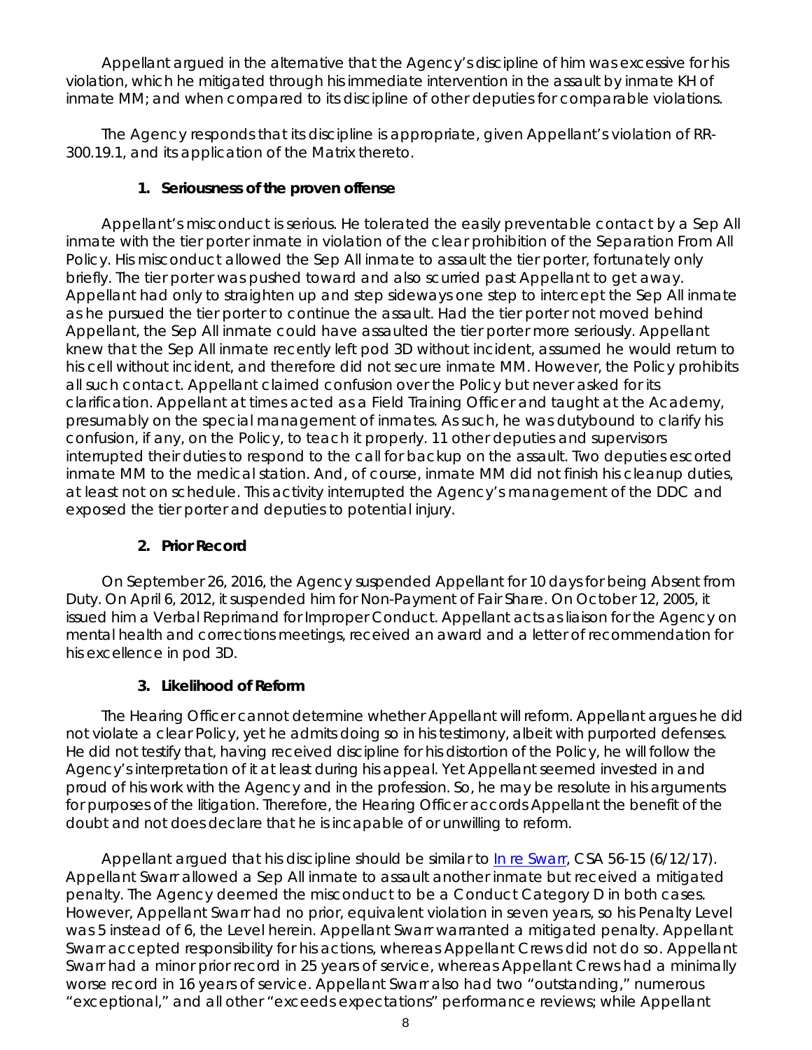Appellant argued in the alternative that the Agency's discipline of him was excessive for his violation, which he mitigated through his immediate intervention in the assault by inmate KH of inmate MM; and when compared to its discipline of other deputies for comparable violations.

The Agency responds that its discipline is appropriate, given Appellant's violation of RR-300.19.1, and its application of the Matrix thereto.

### 1. Seriousness of the proven offense

Appellant's misconduct is serious. He tolerated the easily preventable contact by a Sep All inmate with the tier porter inmate in violation of the clear prohibition of the Separation From All Policy. His misconduct allowed the Sep All inmate to assault the tier porter, fortunately only briefly. The tier porter was pushed toward and also scurried past Appellant to get away. Appellant had only to straighten up and step sideways one step to intercept the Sep All inmate as he pursued the tier porter to continue the assault. Had the tier porter not moved behind Appellant, the Sep All inmate could have assaulted the tier porter more seriously. Appellant knew that the Sep All inmate recently left pod 3D without incident, assumed he would return to his cell without incident, and therefore did not secure inmate MM. However, the Policy prohibits all such contact. Appellant claimed confusion over the Policy but never asked for its clarification. Appellant at times acted as a Field Training Officer and taught at the Academy, presumably on the special management of inmates. As such, he was dutybound to clarify his confusion, if any, on the Policy, to teach it properly. 11 other deputies and supervisors interrupted their duties to respond to the call for backup on the assault. Two deputies escorted inmate MM to the medical station. And, of course, inmate MM did not finish his cleanup duties, at least not on schedule. This activity interrupted the Agency's management of the DDC and exposed the tier porter and deputies to potential injury.

### 2. Prior Record

On September 26, 2016, the Agency suspended Appellant for 10 days for being Absent from Duty. On April 6, 2012, it suspended him for Non-Payment of Fair Share. On October 12, 2005, it issued him a Verbal Reprimand for Improper Conduct. Appellant acts as liaison for the Agency on mental health and corrections meetings, received an award and a letter of recommendation for his excellence in pod 3D.

### 3. Likelihood of Reform

The Hearing Officer cannot determine whether Appellant will reform. Appellant argues he did not violate a clear Policy, yet he admits doing so in his testimony, albeit with purported defenses. He did not testify that, having received discipline for his distortion of the Policy, he will follow the Agency's interpretation of it at least during his appeal. Yet Appellant seemed invested in and proud of his work with the Agency and in the profession. So, he may be resolute in his arguments for purposes of the litigation. Therefore, the Hearing Officer accords Appellant the benefit of the doubt and not does declare that he is incapable of or unwilling to reform.

Appellant argued that his discipline should be similar to *In re Swarr*, CSA 56-15 (6/12/17). Appellant Swarr allowed a Sep All inmate to assault another inmate but received a mitigated penalty. The Agency deemed the misconduct to be a Conduct Category D in both cases. However, Appellant Swarr had no prior, equivalent violation in seven years, so his Penalty Level was 5 instead of 6, the Level herein. Appellant Swarr warranted a mitigated penalty. Appellant Swarr accepted responsibility for his actions, whereas Appellant Crews did not do so. Appellant Swarr had a minor prior record in 25 years of service, whereas Appellant Crews had a minimally worse record in 16 years of service. Appellant Swarr also had two "outstanding," numerous "exceptional," and all other "exceeds expectations" performance reviews; while Appellant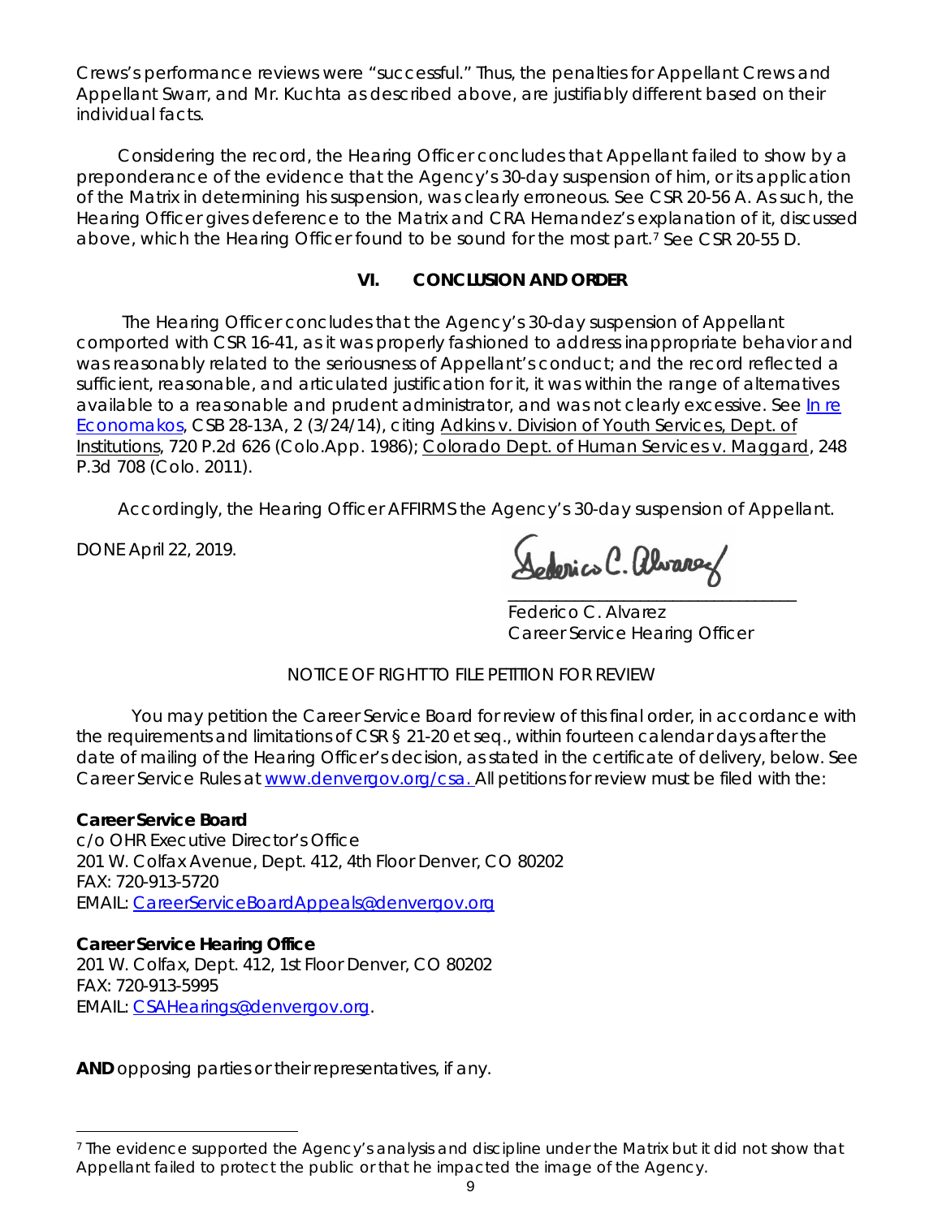Crews's performance reviews were "successful." Thus, the penalties for Appellant Crews and Appellant Swarr, and Mr. Kuchta as described above, are justifiably different based on their individual facts.

Considering the record, the Hearing Officer concludes that Appellant failed to show by a preponderance of the evidence that the Agency's 30-day suspension of him, or its application of the Matrix in determining his suspension, was clearly erroneous. See CSR 20-56 A. As such, the Hearing Officer gives deference to the Matrix and CRA Hernandez's explanation of it, discussed above, which the Hearing Officer found to be sound for the most part.[7] See CSR 20-55 D.

## VI. CONCLUSION AND ORDER

The Hearing Officer concludes that the Agency's 30-day suspension of Appellant comported with CSR 16-41, as it was properly fashioned to address inappropriate behavior and was reasonably related to the seriousness of Appellant's conduct; and the record reflected a sufficient, reasonable, and articulated justification for it, it was within the range of alternatives available to a reasonable and prudent administrator, and was not clearly excessive. See In re Economakos, CSB 28-13A, 2 (3/24/14), citing Adkins v. Division of Youth Services, Dept. of Institutions, 720 P.2d 626 (Colo.App. 1986); Colorado Dept. of Human Services v. Maggard, 248 P.3d 708 (Colo. 2011).

Accordingly, the Hearing Officer AFFIRMS the Agency's 30-day suspension of Appellant.

DONE April 22, 2019.

Federico C. Alvarez
Career Service Hearing Officer

NOTICE OF RIGHT TO FILE PETITION FOR REVIEW

You may petition the Career Service Board for review of this final order, in accordance with the requirements and limitations of CSR § 21-20 et seq., within fourteen calendar days after the date of mailing of the Hearing Officer's decision, as stated in the certificate of delivery, below. See Career Service Rules at www.denvergov.org/csa. All petitions for review must be filed with the:

**Career Service Board**
c/o OHR Executive Director's Office
201 W. Colfax Avenue, Dept. 412, 4th Floor Denver, CO 80202
FAX: 720-913-5720
EMAIL: CareerServiceBoardAppeals@denvergov.org

**Career Service Hearing Office**
201 W. Colfax, Dept. 412, 1st Floor Denver, CO 80202
FAX: 720-913-5995
EMAIL: CSAHearings@denvergov.org.

**AND** opposing parties or their representatives, if any.

[7] The evidence supported the Agency's analysis and discipline under the Matrix but it did not show that Appellant failed to protect the public or that he impacted the image of the Agency.